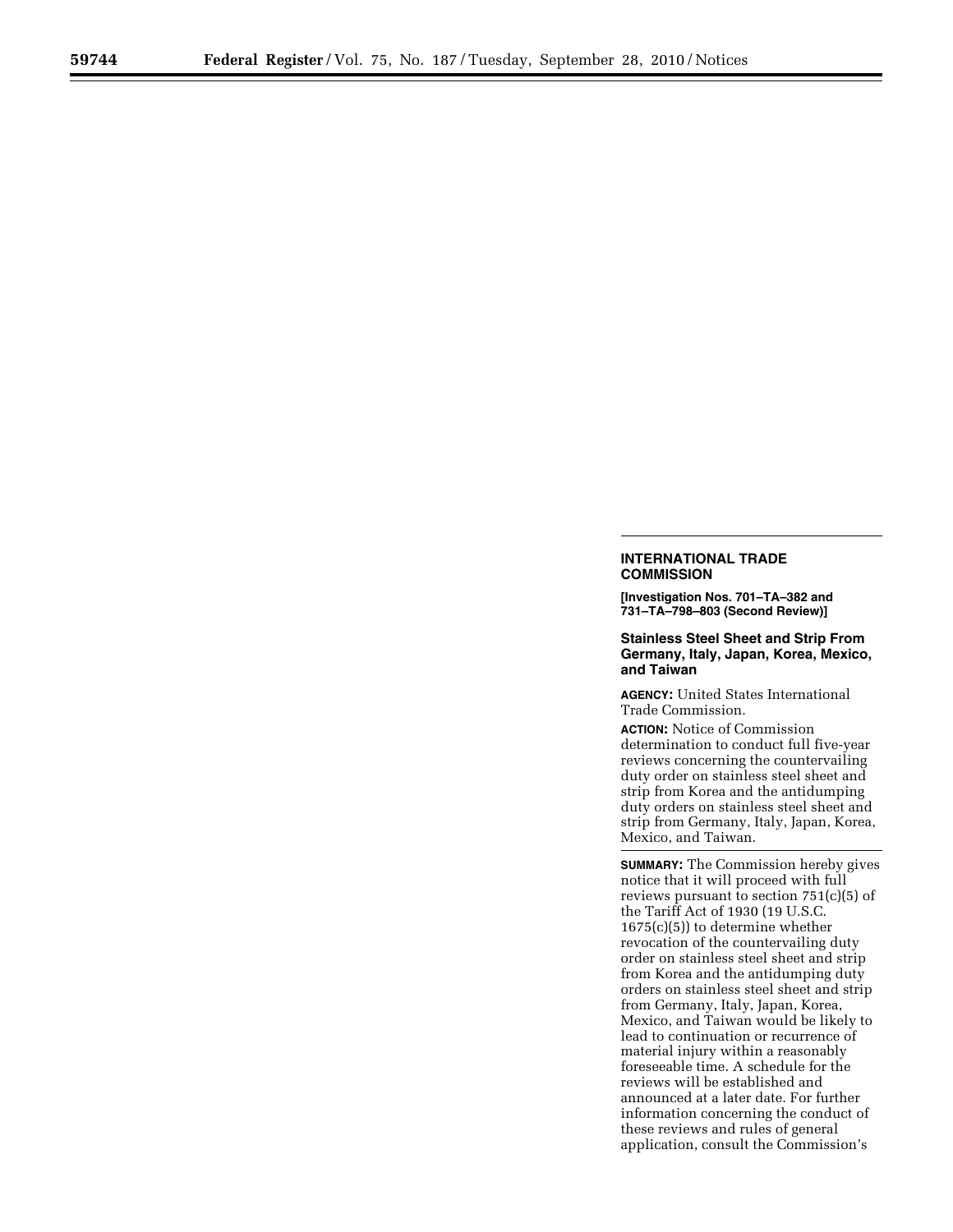## INTERNATIONAL TRADE COMMISSION

**[Investigation Nos. 701–TA–382 and 731–TA–798–803 (Second Review)]**

### Stainless Steel Sheet and Strip From Germany, Italy, Japan, Korea, Mexico, and Taiwan

**AGENCY:** United States International Trade Commission.

**ACTION:** Notice of Commission determination to conduct full five-year reviews concerning the countervailing duty order on stainless steel sheet and strip from Korea and the antidumping duty orders on stainless steel sheet and strip from Germany, Italy, Japan, Korea, Mexico, and Taiwan.

**SUMMARY:** The Commission hereby gives notice that it will proceed with full reviews pursuant to section 751(c)(5) of the Tariff Act of 1930 (19 U.S.C. 1675(c)(5)) to determine whether revocation of the countervailing duty order on stainless steel sheet and strip from Korea and the antidumping duty orders on stainless steel sheet and strip from Germany, Italy, Japan, Korea, Mexico, and Taiwan would be likely to lead to continuation or recurrence of material injury within a reasonably foreseeable time. A schedule for the reviews will be established and announced at a later date. For further information concerning the conduct of these reviews and rules of general application, consult the Commission's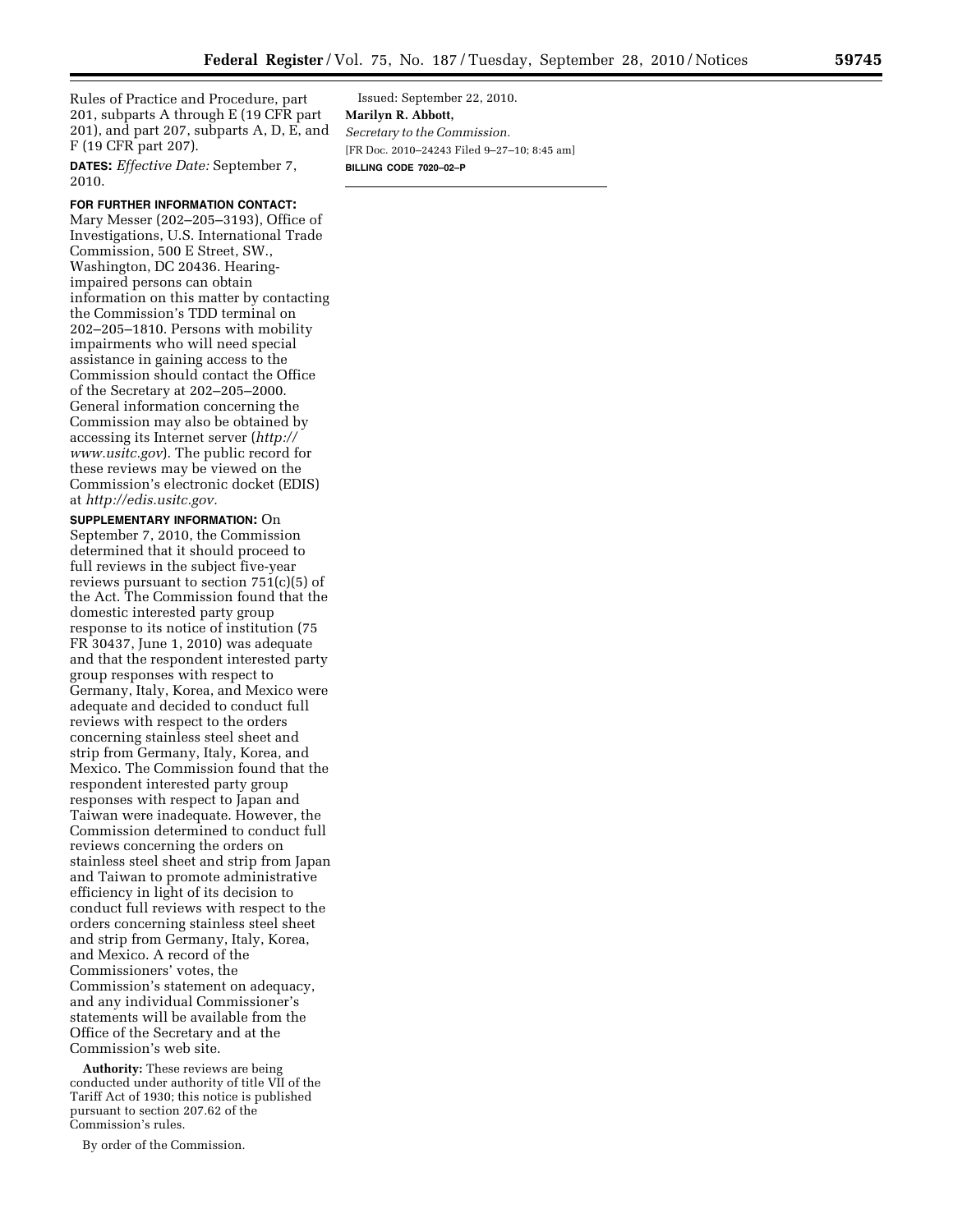Rules of Practice and Procedure, part 201, subparts A through E (19 CFR part 201), and part 207, subparts A, D, E, and F (19 CFR part 207).

**DATES:** *Effective Date:* September 7, 2010.

**FOR FURTHER INFORMATION CONTACT:** Mary Messer (202–205–3193), Office of Investigations, U.S. International Trade Commission, 500 E Street, SW., Washington, DC 20436. Hearing-impaired persons can obtain information on this matter by contacting the Commission's TDD terminal on 202–205–1810. Persons with mobility impairments who will need special assistance in gaining access to the Commission should contact the Office of the Secretary at 202–205–2000. General information concerning the Commission may also be obtained by accessing its Internet server (*http://www.usitc.gov*). The public record for these reviews may be viewed on the Commission's electronic docket (EDIS) at *http://edis.usitc.gov.*

**SUPPLEMENTARY INFORMATION:** On September 7, 2010, the Commission determined that it should proceed to full reviews in the subject five-year reviews pursuant to section 751(c)(5) of the Act. The Commission found that the domestic interested party group response to its notice of institution (75 FR 30437, June 1, 2010) was adequate and that the respondent interested party group responses with respect to Germany, Italy, Korea, and Mexico were adequate and decided to conduct full reviews with respect to the orders concerning stainless steel sheet and strip from Germany, Italy, Korea, and Mexico. The Commission found that the respondent interested party group responses with respect to Japan and Taiwan were inadequate. However, the Commission determined to conduct full reviews concerning the orders on stainless steel sheet and strip from Japan and Taiwan to promote administrative efficiency in light of its decision to conduct full reviews with respect to the orders concerning stainless steel sheet and strip from Germany, Italy, Korea, and Mexico. A record of the Commissioners' votes, the Commission's statement on adequacy, and any individual Commissioner's statements will be available from the Office of the Secretary and at the Commission's web site.

**Authority:** These reviews are being conducted under authority of title VII of the Tariff Act of 1930; this notice is published pursuant to section 207.62 of the Commission's rules.

By order of the Commission.

Issued: September 22, 2010.

**Marilyn R. Abbott,**

*Secretary to the Commission.*

[FR Doc. 2010–24243 Filed 9–27–10; 8:45 am]

**BILLING CODE 7020–02–P**